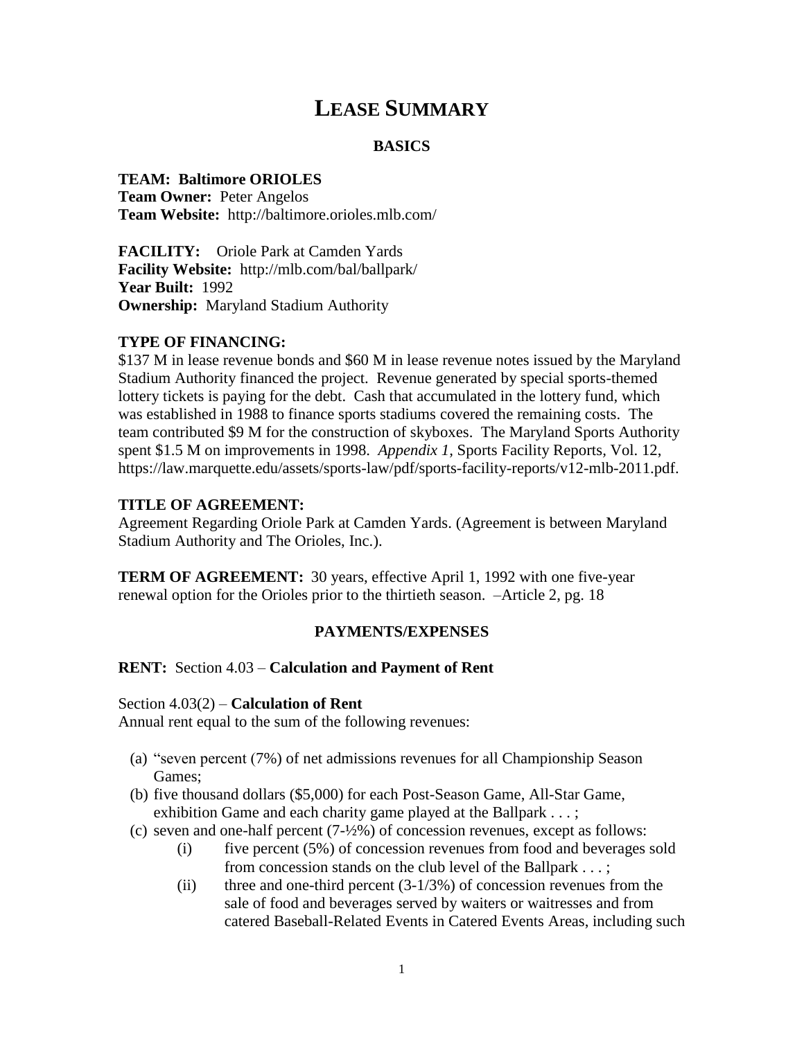# LEASE SUMMARY

## BASICS

**TEAM: Baltimore ORIOLES**
**Team Owner:** Peter Angelos
**Team Website:** http://baltimore.orioles.mlb.com/

**FACILITY:** Oriole Park at Camden Yards
**Facility Website:** http://mlb.com/bal/ballpark/
**Year Built:** 1992
**Ownership:** Maryland Stadium Authority

**TYPE OF FINANCING:**
$137 M in lease revenue bonds and $60 M in lease revenue notes issued by the Maryland Stadium Authority financed the project. Revenue generated by special sports-themed lottery tickets is paying for the debt. Cash that accumulated in the lottery fund, which was established in 1988 to finance sports stadiums covered the remaining costs. The team contributed $9 M for the construction of skyboxes. The Maryland Sports Authority spent $1.5 M on improvements in 1998. *Appendix 1,* Sports Facility Reports, Vol. 12, https://law.marquette.edu/assets/sports-law/pdf/sports-facility-reports/v12-mlb-2011.pdf.

**TITLE OF AGREEMENT:**
Agreement Regarding Oriole Park at Camden Yards. (Agreement is between Maryland Stadium Authority and The Orioles, Inc.).

**TERM OF AGREEMENT:** 30 years, effective April 1, 1992 with one five-year renewal option for the Orioles prior to the thirtieth season. –Article 2, pg. 18

## PAYMENTS/EXPENSES

**RENT:** Section 4.03 – **Calculation and Payment of Rent**

Section 4.03(2) – **Calculation of Rent**
Annual rent equal to the sum of the following revenues:

(a) "seven percent (7%) of net admissions revenues for all Championship Season Games;
(b) five thousand dollars ($5,000) for each Post-Season Game, All-Star Game, exhibition Game and each charity game played at the Ballpark . . . ;
(c) seven and one-half percent (7-½%) of concession revenues, except as follows:
  (i) five percent (5%) of concession revenues from food and beverages sold from concession stands on the club level of the Ballpark . . . ;
  (ii) three and one-third percent (3-1/3%) of concession revenues from the sale of food and beverages served by waiters or waitresses and from catered Baseball-Related Events in Catered Events Areas, including such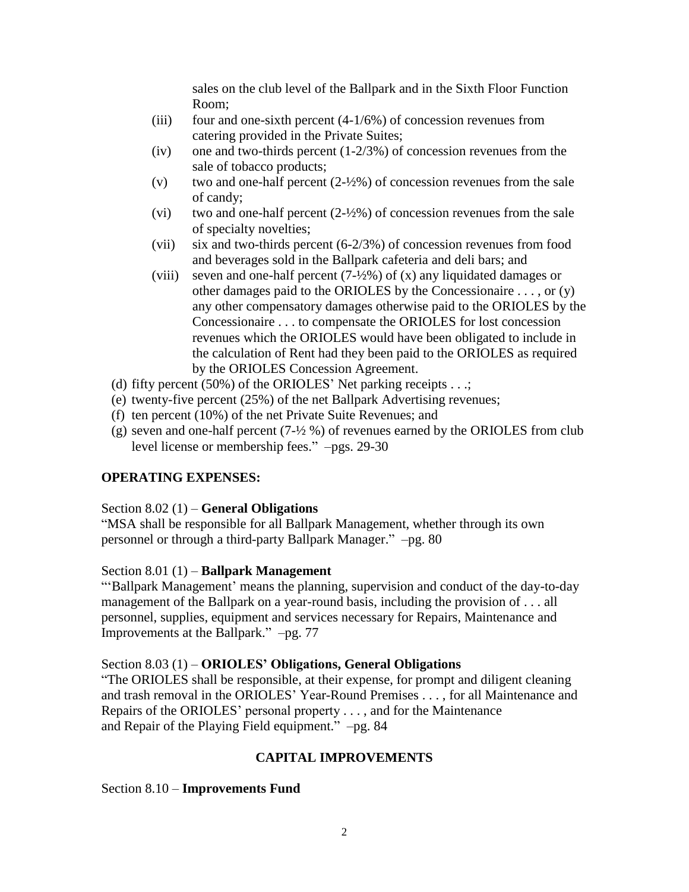sales on the club level of the Ballpark and in the Sixth Floor Function Room;

- (iii) four and one-sixth percent (4-1/6%) of concession revenues from catering provided in the Private Suites;
- (iv) one and two-thirds percent (1-2/3%) of concession revenues from the sale of tobacco products;
- (v) two and one-half percent (2-½%) of concession revenues from the sale of candy;
- (vi) two and one-half percent (2-½%) of concession revenues from the sale of specialty novelties;
- (vii) six and two-thirds percent (6-2/3%) of concession revenues from food and beverages sold in the Ballpark cafeteria and deli bars; and
- (viii) seven and one-half percent (7-½%) of (x) any liquidated damages or other damages paid to the ORIOLES by the Concessionaire . . . , or (y) any other compensatory damages otherwise paid to the ORIOLES by the Concessionaire . . . to compensate the ORIOLES for lost concession revenues which the ORIOLES would have been obligated to include in the calculation of Rent had they been paid to the ORIOLES as required by the ORIOLES Concession Agreement.

(d) fifty percent (50%) of the ORIOLES' Net parking receipts . . .;
(e) twenty-five percent (25%) of the net Ballpark Advertising revenues;
(f) ten percent (10%) of the net Private Suite Revenues; and
(g) seven and one-half percent (7-½ %) of revenues earned by the ORIOLES from club level license or membership fees." –pgs. 29-30

**OPERATING EXPENSES:**

Section 8.02 (1) – **General Obligations**
"MSA shall be responsible for all Ballpark Management, whether through its own personnel or through a third-party Ballpark Manager." –pg. 80

Section 8.01 (1) – **Ballpark Management**
"'Ballpark Management' means the planning, supervision and conduct of the day-to-day management of the Ballpark on a year-round basis, including the provision of . . . all personnel, supplies, equipment and services necessary for Repairs, Maintenance and Improvements at the Ballpark." –pg. 77

Section 8.03 (1) – **ORIOLES' Obligations, General Obligations**
"The ORIOLES shall be responsible, at their expense, for prompt and diligent cleaning and trash removal in the ORIOLES' Year-Round Premises . . . , for all Maintenance and Repairs of the ORIOLES' personal property . . . , and for the Maintenance and Repair of the Playing Field equipment." –pg. 84

## CAPITAL IMPROVEMENTS

Section 8.10 – **Improvements Fund**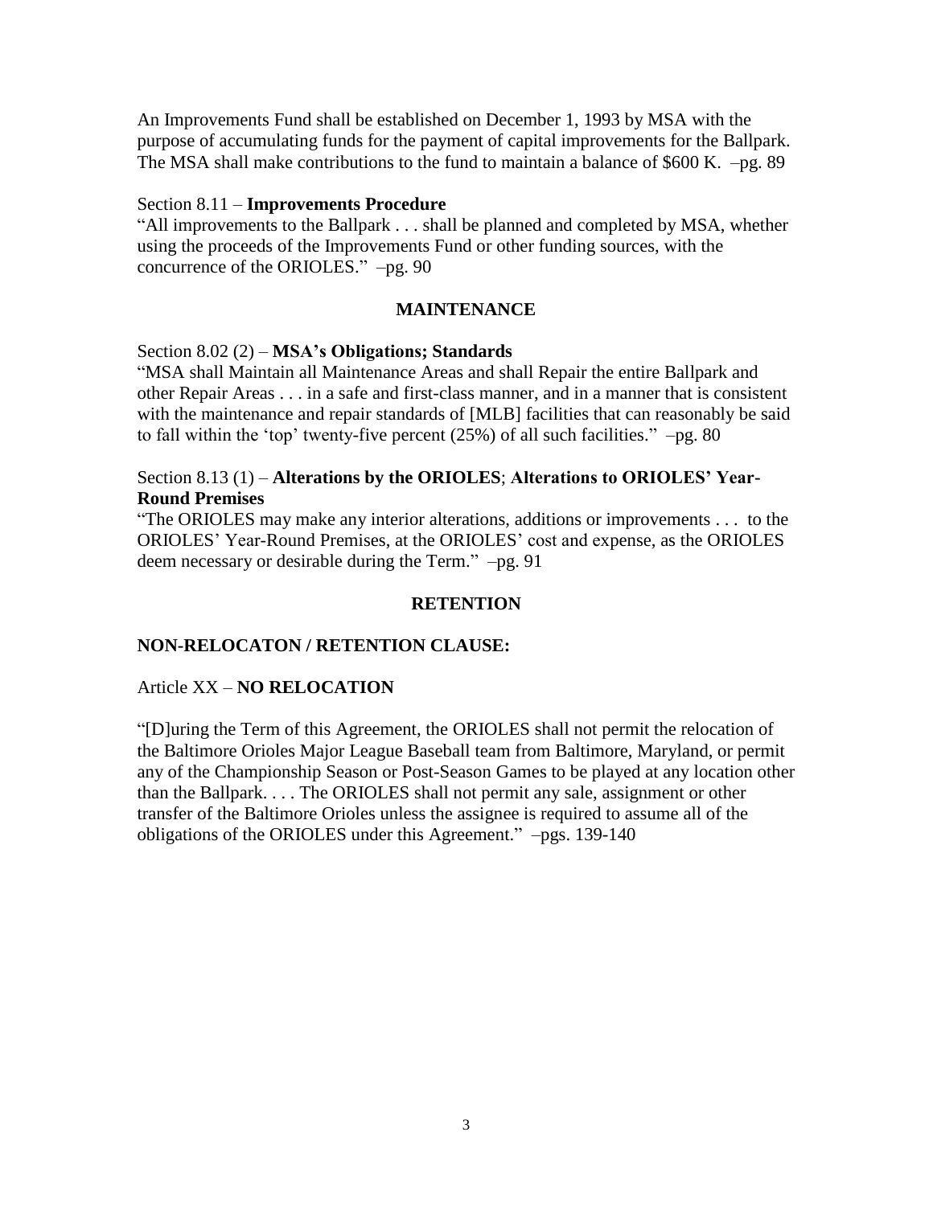An Improvements Fund shall be established on December 1, 1993 by MSA with the purpose of accumulating funds for the payment of capital improvements for the Ballpark. The MSA shall make contributions to the fund to maintain a balance of $600 K. –pg. 89

Section 8.11 – **Improvements Procedure**
"All improvements to the Ballpark . . . shall be planned and completed by MSA, whether using the proceeds of the Improvements Fund or other funding sources, with the concurrence of the ORIOLES." –pg. 90

## MAINTENANCE

Section 8.02 (2) – **MSA's Obligations; Standards**
"MSA shall Maintain all Maintenance Areas and shall Repair the entire Ballpark and other Repair Areas . . . in a safe and first-class manner, and in a manner that is consistent with the maintenance and repair standards of [MLB] facilities that can reasonably be said to fall within the 'top' twenty-five percent (25%) of all such facilities." –pg. 80

Section 8.13 (1) – **Alterations by the ORIOLES**; **Alterations to ORIOLES' Year-Round Premises**
"The ORIOLES may make any interior alterations, additions or improvements . . . to the ORIOLES' Year-Round Premises, at the ORIOLES' cost and expense, as the ORIOLES deem necessary or desirable during the Term." –pg. 91

## RETENTION

**NON-RELOCATON / RETENTION CLAUSE:**

Article XX – **NO RELOCATION**

"[D]uring the Term of this Agreement, the ORIOLES shall not permit the relocation of the Baltimore Orioles Major League Baseball team from Baltimore, Maryland, or permit any of the Championship Season or Post-Season Games to be played at any location other than the Ballpark. . . . The ORIOLES shall not permit any sale, assignment or other transfer of the Baltimore Orioles unless the assignee is required to assume all of the obligations of the ORIOLES under this Agreement." –pgs. 139-140